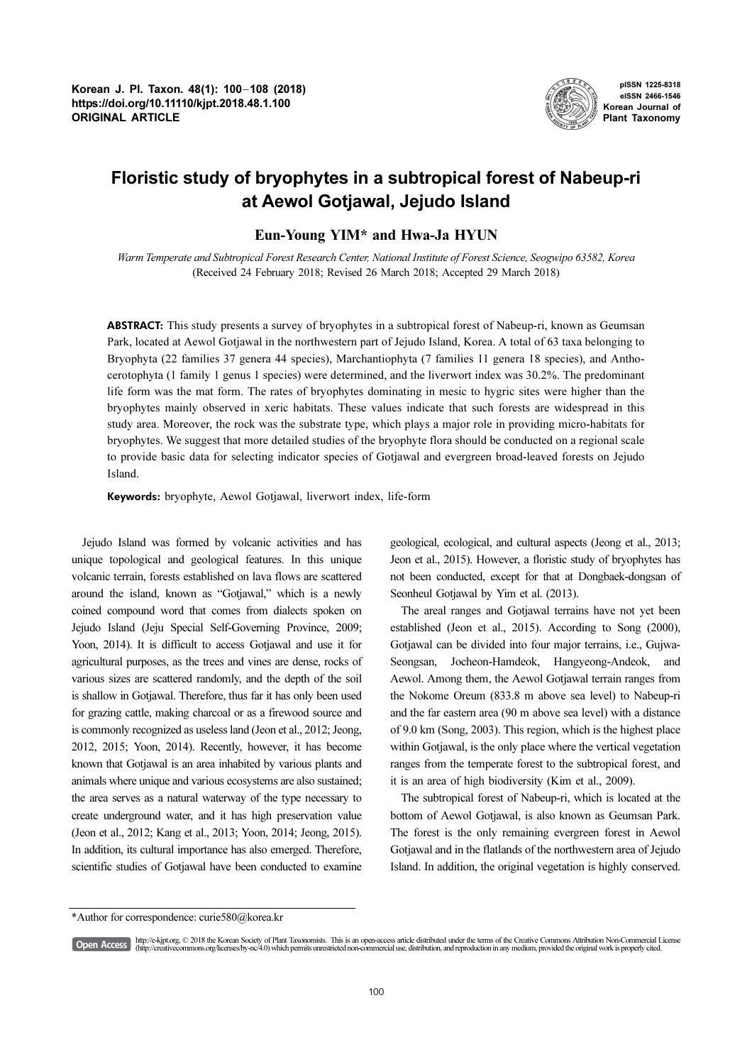# Floristic study of bryophytes in a subtropical forest of Nabeup-ri at Aewol Gotjawal, Jejudo Island

**Eun-Young YIM*** and **Hwa-Ja HYUN**

*Warm Temperate and Subtropical Forest Research Center, National Institute of Forest Science, Seogwipo 63582, Korea*

(Received 24 February 2018; Revised 26 March 2018; Accepted 29 March 2018)

**ABSTRACT:** This study presents a survey of bryophytes in a subtropical forest of Nabeup-ri, known as Geumsan Park, located at Aewol Gotjawal in the northwestern part of Jejudo Island, Korea. A total of 63 taxa belonging to Bryophyta (22 families 37 genera 44 species), Marchantiophyta (7 families 11 genera 18 species), and Anthocerotophyta (1 family 1 genus 1 species) were determined, and the liverwort index was 30.2%. The predominant life form was the mat form. The rates of bryophytes dominating in mesic to hygric sites were higher than the bryophytes mainly observed in xeric habitats. These values indicate that such forests are widespread in this study area. Moreover, the rock was the substrate type, which plays a major role in providing micro-habitats for bryophytes. We suggest that more detailed studies of the bryophyte flora should be conducted on a regional scale to provide basic data for selecting indicator species of Gotjawal and evergreen broad-leaved forests on Jejudo Island.

**Keywords:** bryophyte, Aewol Gotjawal, liverwort index, life-form

Jejudo Island was formed by volcanic activities and has unique topological and geological features. In this unique volcanic terrain, forests established on lava flows are scattered around the island, known as "Gotjawal," which is a newly coined compound word that comes from dialects spoken on Jejudo Island (Jeju Special Self-Governing Province, 2009; Yoon, 2014). It is difficult to access Gotjawal and use it for agricultural purposes, as the trees and vines are dense, rocks of various sizes are scattered randomly, and the depth of the soil is shallow in Gotjawal. Therefore, thus far it has only been used for grazing cattle, making charcoal or as a firewood source and is commonly recognized as useless land (Jeon et al., 2012; Jeong, 2012, 2015; Yoon, 2014). Recently, however, it has become known that Gotjawal is an area inhabited by various plants and animals where unique and various ecosystems are also sustained; the area serves as a natural waterway of the type necessary to create underground water, and it has high preservation value (Jeon et al., 2012; Kang et al., 2013; Yoon, 2014; Jeong, 2015). In addition, its cultural importance has also emerged. Therefore, scientific studies of Gotjawal have been conducted to examine geological, ecological, and cultural aspects (Jeong et al., 2013; Jeon et al., 2015). However, a floristic study of bryophytes has not been conducted, except for that at Dongbaek-dongsan of Seonheul Gotjawal by Yim et al. (2013).

The areal ranges and Gotjawal terrains have not yet been established (Jeon et al., 2015). According to Song (2000), Gotjawal can be divided into four major terrains, i.e., Gujwa-Seongsan, Jocheon-Hamdeok, Hangyeong-Andeok, and Aewol. Among them, the Aewol Gotjawal terrain ranges from the Nokome Oreum (833.8 m above sea level) to Nabeup-ri and the far eastern area (90 m above sea level) with a distance of 9.0 km (Song, 2003). This region, which is the highest place within Gotjawal, is the only place where the vertical vegetation ranges from the temperate forest to the subtropical forest, and it is an area of high biodiversity (Kim et al., 2009).

The subtropical forest of Nabeup-ri, which is located at the bottom of Aewol Gotjawal, is also known as Geumsan Park. The forest is the only remaining evergreen forest in Aewol Gotjawal and in the flatlands of the northwestern area of Jejudo Island. In addition, the original vegetation is highly conserved.

*Author for correspondence: curie580@korea.kr

Open Access http://e-kjpt.org, © 2018 the Korean Society of Plant Taxonomists. This is an open-access article distributed under the terms of the Creative Commons Attribution Non-Commercial License (http://creativecommons.org/licenses/by-nc/4.0) which permits unrestricted non-commercial use, distribution, and reproduction in any medium, provided the original work is properly cited.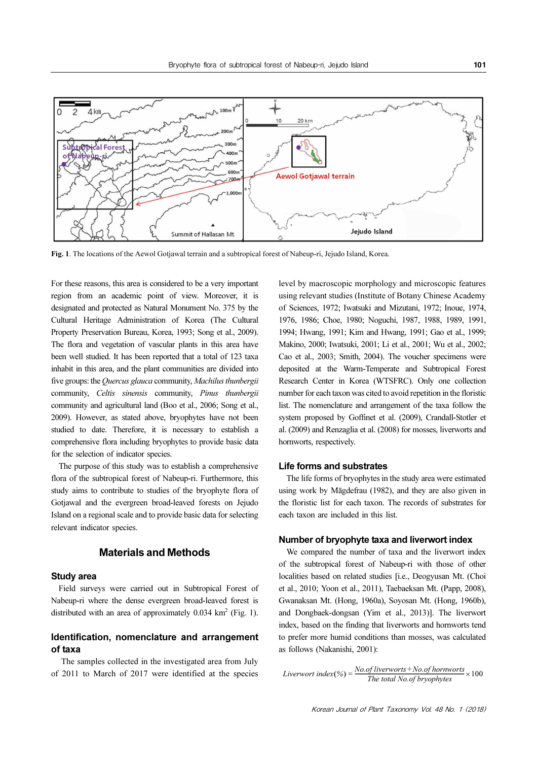Fig. 1. The locations of the Aewol Gotjawal terrain and a subtropical forest of Nabeup-ri, Jejudo Island, Korea.

For these reasons, this area is considered to be a very important region from an academic point of view. Moreover, it is designated and protected as Natural Monument No. 375 by the Cultural Heritage Administration of Korea (The Cultural Property Preservation Bureau, Korea, 1993; Song et al., 2009). The flora and vegetation of vascular plants in this area have been well studied. It has been reported that a total of 123 taxa inhabit in this area, and the plant communities are divided into five groups: the *Quercus glauca* community, *Machilus thunbergii* community, *Celtis sinensis* community, *Pinus thunbergii* community and agricultural land (Boo et al., 2006; Song et al., 2009). However, as stated above, bryophytes have not been studied to date. Therefore, it is necessary to establish a comprehensive flora including bryophytes to provide basic data for the selection of indicator species.

The purpose of this study was to establish a comprehensive flora of the subtropical forest of Nabeup-ri. Furthermore, this study aims to contribute to studies of the bryophyte flora of Gotjawal and the evergreen broad-leaved forests on Jejudo Island on a regional scale and to provide basic data for selecting relevant indicator species.

## Materials and Methods

### Study area

Field surveys were carried out in Subtropical Forest of Nabeup-ri where the dense evergreen broad-leaved forest is distributed with an area of approximately 0.034 $km^2$ (Fig. 1).

### Identification, nomenclature and arrangement of taxa

The samples collected in the investigated area from July of 2011 to March of 2017 were identified at the species level by macroscopic morphology and microscopic features using relevant studies (Institute of Botany Chinese Academy of Sciences, 1972; Iwatsuki and Mizutani, 1972; Inoue, 1974, 1976, 1986; Choe, 1980; Noguchi, 1987, 1988, 1989, 1991, 1994; Hwang, 1991; Kim and Hwang, 1991; Gao et al., 1999; Makino, 2000; Iwatsuki, 2001; Li et al., 2001; Wu et al., 2002; Cao et al., 2003; Smith, 2004). The voucher specimens were deposited at the Warm-Temperate and Subtropical Forest Research Center in Korea (WTSFRC). Only one collection number for each taxon was cited to avoid repetition in the floristic list. The nomenclature and arrangement of the taxa follow the system proposed by Goffinet et al. (2009), Crandall-Stotler et al. (2009) and Renzaglia et al. (2008) for mosses, liverworts and hornworts, respectively.

### Life forms and substrates

The life forms of bryophytes in the study area were estimated using work by Mägdefrau (1982), and they are also given in the floristic list for each taxon. The records of substrates for each taxon are included in this list.

### Number of bryophyte taxa and liverwort index

We compared the number of taxa and the liverwort index of the subtropical forest of Nabeup-ri with those of other localities based on related studies [i.e., Deogyusan Mt. (Choi et al., 2010; Yoon et al., 2011), Taebaeksan Mt. (Papp, 2008), Gwanaksan Mt. (Hong, 1960a), Soyosan Mt. (Hong, 1960b), and Dongbaek-dongsan (Yim et al., 2013)]. The liverwort index, based on the finding that liverworts and hornworts tend to prefer more humid conditions than mosses, was calculated as follows (Nakanishi, 2001):

$$Liverwort\ index(\%) = \frac{No.of\ liverworts + No.of\ hornworts}{The\ total\ No.of\ bryophytes} \times 100$$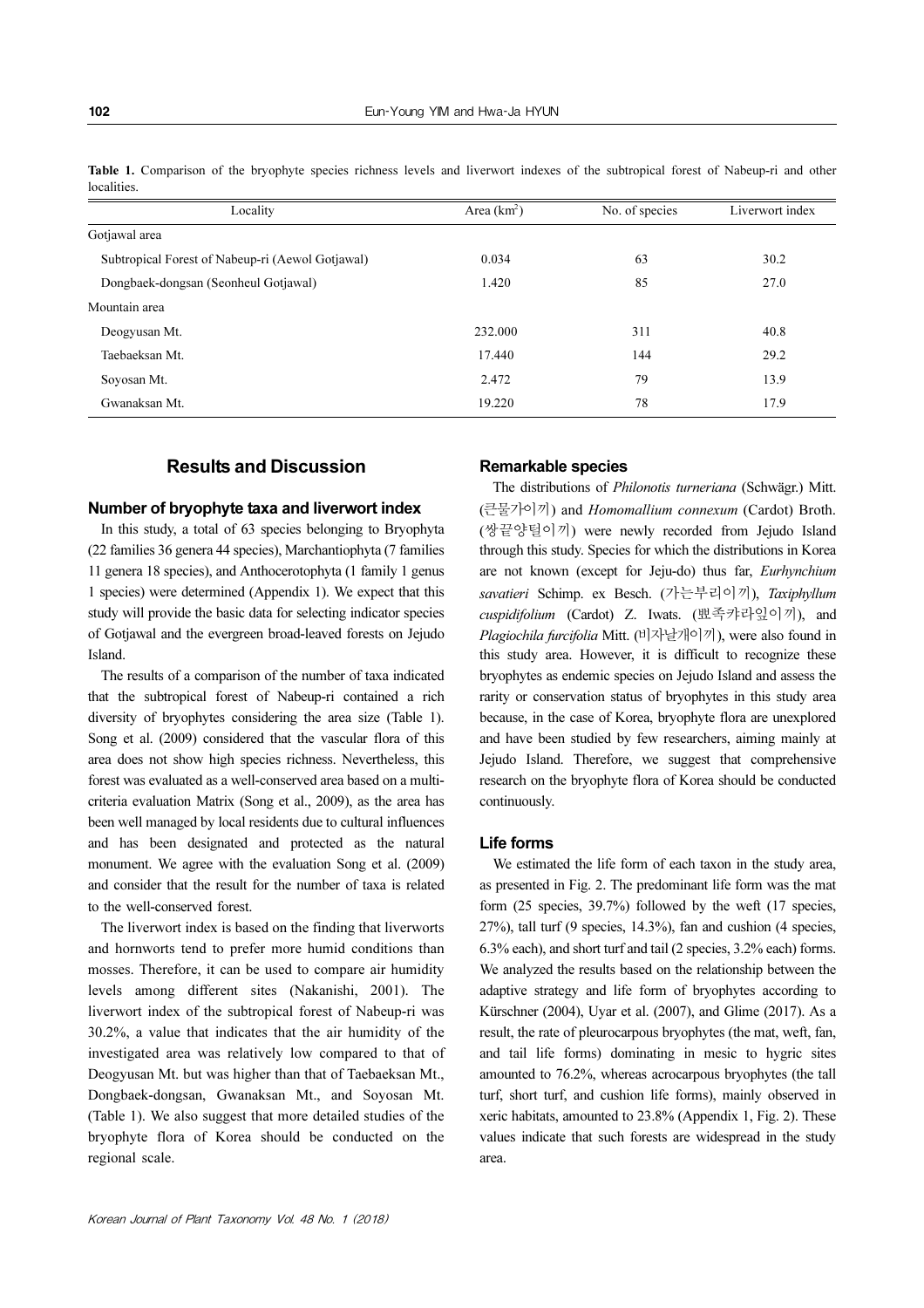**Table 1.** Comparison of the bryophyte species richness levels and liverwort indexes of the subtropical forest of Nabeup-ri and other localities.

| Locality | Area ($km^2$) | No. of species | Liverwort index |
|---|---|---|---|
| Gotjawal area | | | |
| Subtropical Forest of Nabeup-ri (Aewol Gotjawal) | 0.034 | 63 | 30.2 |
| Dongbaek-dongsan (Seonheul Gotjawal) | 1.420 | 85 | 27.0 |
| Mountain area | | | |
| Deogyusan Mt. | 232.000 | 311 | 40.8 |
| Taebaeksan Mt. | 17.440 | 144 | 29.2 |
| Soyosan Mt. | 2.472 | 79 | 13.9 |
| Gwanaksan Mt. | 19.220 | 78 | 17.9 |

## Results and Discussion

### Number of bryophyte taxa and liverwort index

In this study, a total of 63 species belonging to Bryophyta (22 families 36 genera 44 species), Marchantiophyta (7 families 11 genera 18 species), and Anthocerotophyta (1 family 1 genus 1 species) were determined (Appendix 1). We expect that this study will provide the basic data for selecting indicator species of Gotjawal and the evergreen broad-leaved forests on Jejudo Island.

The results of a comparison of the number of taxa indicated that the subtropical forest of Nabeup-ri contained a rich diversity of bryophytes considering the area size (Table 1). Song et al. (2009) considered that the vascular flora of this area does not show high species richness. Nevertheless, this forest was evaluated as a well-conserved area based on a multi-criteria evaluation Matrix (Song et al., 2009), as the area has been well managed by local residents due to cultural influences and has been designated and protected as the natural monument. We agree with the evaluation Song et al. (2009) and consider that the result for the number of taxa is related to the well-conserved forest.

The liverwort index is based on the finding that liverworts and hornworts tend to prefer more humid conditions than mosses. Therefore, it can be used to compare air humidity levels among different sites (Nakanishi, 2001). The liverwort index of the subtropical forest of Nabeup-ri was 30.2%, a value that indicates that the air humidity of the investigated area was relatively low compared to that of Deogyusan Mt. but was higher than that of Taebaeksan Mt., Dongbaek-dongsan, Gwanaksan Mt., and Soyosan Mt. (Table 1). We also suggest that more detailed studies of the bryophyte flora of Korea should be conducted on the regional scale.

### Remarkable species

The distributions of *Philonotis turneriana* (Schwägr.) Mitt. (큰물가이끼) and *Homomallium connexum* (Cardot) Broth. (쌍끝양털이끼) were newly recorded from Jejudo Island through this study. Species for which the distributions in Korea are not known (except for Jeju-do) thus far, *Eurhynchium savatieri* Schimp. ex Besch. (가는부리이끼), *Taxiphyllum cuspidifolium* (Cardot) Z. Iwats. (뾰족캬라잎이끼), and *Plagiochila furcifolia* Mitt. (비자날개이끼), were also found in this study area. However, it is difficult to recognize these bryophytes as endemic species on Jejudo Island and assess the rarity or conservation status of bryophytes in this study area because, in the case of Korea, bryophyte flora are unexplored and have been studied by few researchers, aiming mainly at Jejudo Island. Therefore, we suggest that comprehensive research on the bryophyte flora of Korea should be conducted continuously.

### Life forms

We estimated the life form of each taxon in the study area, as presented in Fig. 2. The predominant life form was the mat form (25 species, 39.7%) followed by the weft (17 species, 27%), tall turf (9 species, 14.3%), fan and cushion (4 species, 6.3% each), and short turf and tail (2 species, 3.2% each) forms. We analyzed the results based on the relationship between the adaptive strategy and life form of bryophytes according to Kürschner (2004), Uyar et al. (2007), and Glime (2017). As a result, the rate of pleurocarpous bryophytes (the mat, weft, fan, and tail life forms) dominating in mesic to hygric sites amounted to 76.2%, whereas acrocarpous bryophytes (the tall turf, short turf, and cushion life forms), mainly observed in xeric habitats, amounted to 23.8% (Appendix 1, Fig. 2). These values indicate that such forests are widespread in the study area.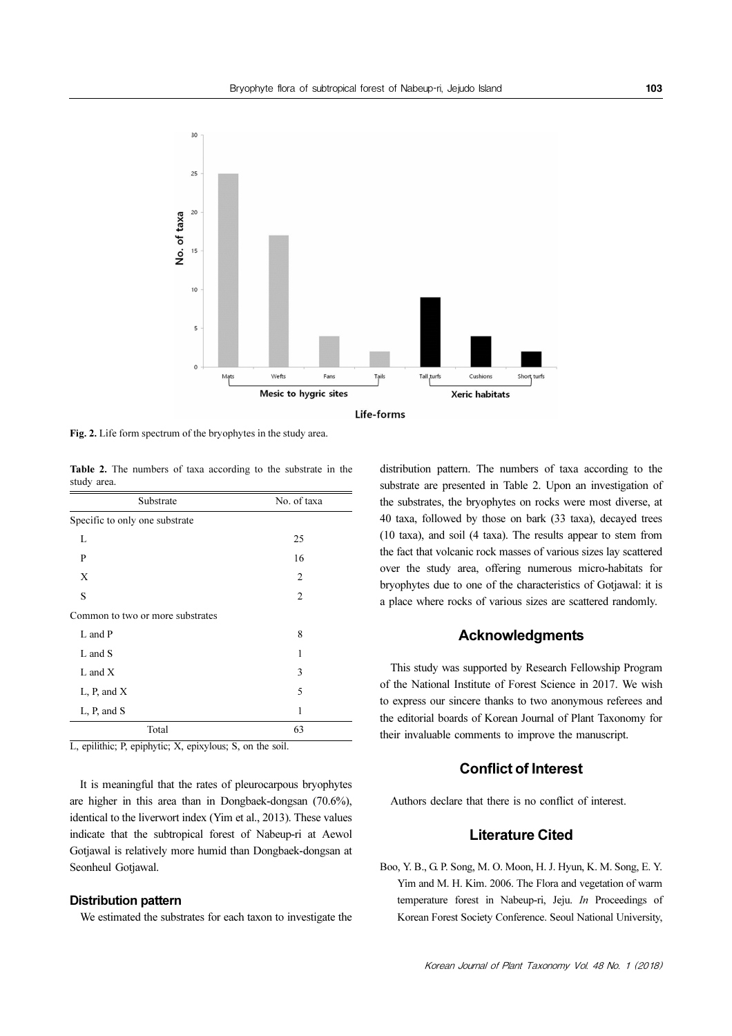Fig. 2. Life form spectrum of the bryophytes in the study area.

**Table 2.** The numbers of taxa according to the substrate in the study area.

| Substrate | No. of taxa |
|---|---|
| Specific to only one substrate | |
| L | 25 |
| P | 16 |
| X | 2 |
| S | 2 |
| Common to two or more substrates | |
| L and P | 8 |
| L and S | 1 |
| L and X | 3 |
| L, P, and X | 5 |
| L, P, and S | 1 |
| Total | 63 |

L, epilithic; P, epiphytic; X, epixylous; S, on the soil.

It is meaningful that the rates of pleurocarpous bryophytes are higher in this area than in Dongbaek-dongsan (70.6%), identical to the liverwort index (Yim et al., 2013). These values indicate that the subtropical forest of Nabeup-ri at Aewol Gotjawal is relatively more humid than Dongbaek-dongsan at Seonheul Gotjawal.

### Distribution pattern

We estimated the substrates for each taxon to investigate the distribution pattern. The numbers of taxa according to the substrate are presented in Table 2. Upon an investigation of the substrates, the bryophytes on rocks were most diverse, at 40 taxa, followed by those on bark (33 taxa), decayed trees (10 taxa), and soil (4 taxa). The results appear to stem from the fact that volcanic rock masses of various sizes lay scattered over the study area, offering numerous micro-habitats for bryophytes due to one of the characteristics of Gotjawal: it is a place where rocks of various sizes are scattered randomly.

## Acknowledgments

This study was supported by Research Fellowship Program of the National Institute of Forest Science in 2017. We wish to express our sincere thanks to two anonymous referees and the editorial boards of Korean Journal of Plant Taxonomy for their invaluable comments to improve the manuscript.

## Conflict of Interest

Authors declare that there is no conflict of interest.

## Literature Cited

Boo, Y. B., G. P. Song, M. O. Moon, H. J. Hyun, K. M. Song, E. Y. Yim and M. H. Kim. 2006. The Flora and vegetation of warm temperature forest in Nabeup-ri, Jeju. *In* Proceedings of Korean Forest Society Conference. Seoul National University,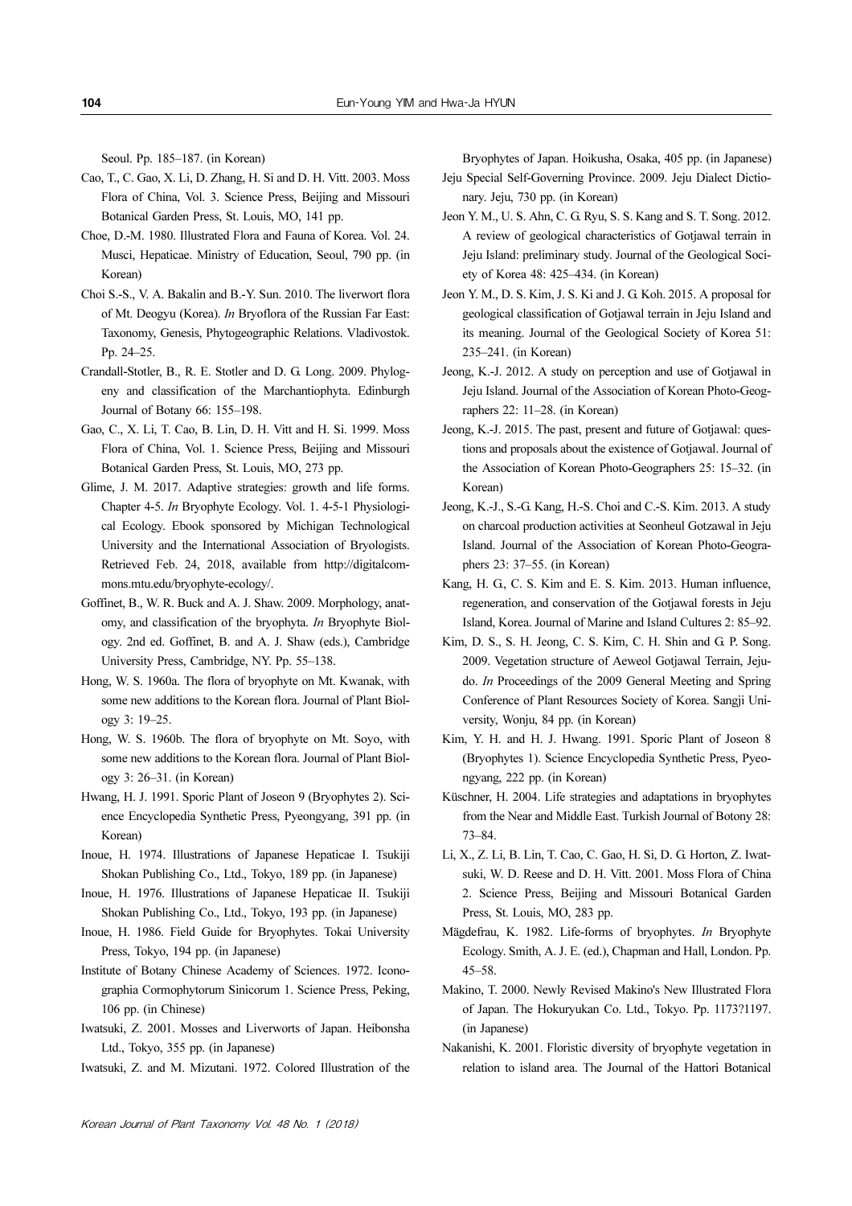Seoul. Pp. 185–187. (in Korean)

Cao, T., C. Gao, X. Li, D. Zhang, H. Si and D. H. Vitt. 2003. Moss Flora of China, Vol. 3. Science Press, Beijing and Missouri Botanical Garden Press, St. Louis, MO, 141 pp.

Choe, D.-M. 1980. Illustrated Flora and Fauna of Korea. Vol. 24. Musci, Hepaticae. Ministry of Education, Seoul, 790 pp. (in Korean)

Choi S.-S., V. A. Bakalin and B.-Y. Sun. 2010. The liverwort flora of Mt. Deogyu (Korea). *In* Bryoflora of the Russian Far East: Taxonomy, Genesis, Phytogeographic Relations. Vladivostok. Pp. 24–25.

Crandall-Stotler, B., R. E. Stotler and D. G. Long. 2009. Phylogeny and classification of the Marchantiophyta. Edinburgh Journal of Botany 66: 155–198.

Gao, C., X. Li, T. Cao, B. Lin, D. H. Vitt and H. Si. 1999. Moss Flora of China, Vol. 1. Science Press, Beijing and Missouri Botanical Garden Press, St. Louis, MO, 273 pp.

Glime, J. M. 2017. Adaptive strategies: growth and life forms. Chapter 4-5. *In* Bryophyte Ecology. Vol. 1. 4-5-1 Physiological Ecology. Ebook sponsored by Michigan Technological University and the International Association of Bryologists. Retrieved Feb. 24, 2018, available from http://digitalcommons.mtu.edu/bryophyte-ecology/.

Goffinet, B., W. R. Buck and A. J. Shaw. 2009. Morphology, anatomy, and classification of the bryophyta. *In* Bryophyte Biology. 2nd ed. Goffinet, B. and A. J. Shaw (eds.), Cambridge University Press, Cambridge, NY. Pp. 55–138.

Hong, W. S. 1960a. The flora of bryophyte on Mt. Kwanak, with some new additions to the Korean flora. Journal of Plant Biology 3: 19–25.

Hong, W. S. 1960b. The flora of bryophyte on Mt. Soyo, with some new additions to the Korean flora. Journal of Plant Biology 3: 26–31. (in Korean)

Hwang, H. J. 1991. Sporic Plant of Joseon 9 (Bryophytes 2). Science Encyclopedia Synthetic Press, Pyeongyang, 391 pp. (in Korean)

Inoue, H. 1974. Illustrations of Japanese Hepaticae I. Tsukiji Shokan Publishing Co., Ltd., Tokyo, 189 pp. (in Japanese)

Inoue, H. 1976. Illustrations of Japanese Hepaticae II. Tsukiji Shokan Publishing Co., Ltd., Tokyo, 193 pp. (in Japanese)

Inoue, H. 1986. Field Guide for Bryophytes. Tokai University Press, Tokyo, 194 pp. (in Japanese)

Institute of Botany Chinese Academy of Sciences. 1972. Iconographia Cormophytorum Sinicorum 1. Science Press, Peking, 106 pp. (in Chinese)

Iwatsuki, Z. 2001. Mosses and Liverworts of Japan. Heibonsha Ltd., Tokyo, 355 pp. (in Japanese)

Iwatsuki, Z. and M. Mizutani. 1972. Colored Illustration of the Bryophytes of Japan. Hoikusha, Osaka, 405 pp. (in Japanese)

Jeju Special Self-Governing Province. 2009. Jeju Dialect Dictionary. Jeju, 730 pp. (in Korean)

Jeon Y. M., U. S. Ahn, C. G. Ryu, S. S. Kang and S. T. Song. 2012. A review of geological characteristics of Gotjawal terrain in Jeju Island: preliminary study. Journal of the Geological Society of Korea 48: 425–434. (in Korean)

Jeon Y. M., D. S. Kim, J. S. Ki and J. G. Koh. 2015. A proposal for geological classification of Gotjawal terrain in Jeju Island and its meaning. Journal of the Geological Society of Korea 51: 235–241. (in Korean)

Jeong, K.-J. 2012. A study on perception and use of Gotjawal in Jeju Island. Journal of the Association of Korean Photo-Geographers 22: 11–28. (in Korean)

Jeong, K.-J. 2015. The past, present and future of Gotjawal: questions and proposals about the existence of Gotjawal. Journal of the Association of Korean Photo-Geographers 25: 15–32. (in Korean)

Jeong, K.-J., S.-G. Kang, H.-S. Choi and C.-S. Kim. 2013. A study on charcoal production activities at Seonheul Gotzawal in Jeju Island. Journal of the Association of Korean Photo-Geographers 23: 37–55. (in Korean)

Kang, H. G., C. S. Kim and E. S. Kim. 2013. Human influence, regeneration, and conservation of the Gotjawal forests in Jeju Island, Korea. Journal of Marine and Island Cultures 2: 85–92.

Kim, D. S., S. H. Jeong, C. S. Kim, C. H. Shin and G. P. Song. 2009. Vegetation structure of Aeweol Gotjawal Terrain, Jeju-do. *In* Proceedings of the 2009 General Meeting and Spring Conference of Plant Resources Society of Korea. Sangji University, Wonju, 84 pp. (in Korean)

Kim, Y. H. and H. J. Hwang. 1991. Sporic Plant of Joseon 8 (Bryophytes 1). Science Encyclopedia Synthetic Press, Pyeongyang, 222 pp. (in Korean)

Küschner, H. 2004. Life strategies and adaptations in bryophytes from the Near and Middle East. Turkish Journal of Botany 28: 73–84.

Li, X., Z. Li, B. Lin, T. Cao, C. Gao, H. Si, D. G. Horton, Z. Iwatsuki, W. D. Reese and D. H. Vitt. 2001. Moss Flora of China 2. Science Press, Beijing and Missouri Botanical Garden Press, St. Louis, MO, 283 pp.

Mägdefrau, K. 1982. Life-forms of bryophytes. *In* Bryophyte Ecology. Smith, A. J. E. (ed.), Chapman and Hall, London. Pp. 45–58.

Makino, T. 2000. Newly Revised Makino's New Illustrated Flora of Japan. The Hokuryukan Co. Ltd., Tokyo. Pp. 1173?1197. (in Japanese)

Nakanishi, K. 2001. Floristic diversity of bryophyte vegetation in relation to island area. The Journal of the Hattori Botanical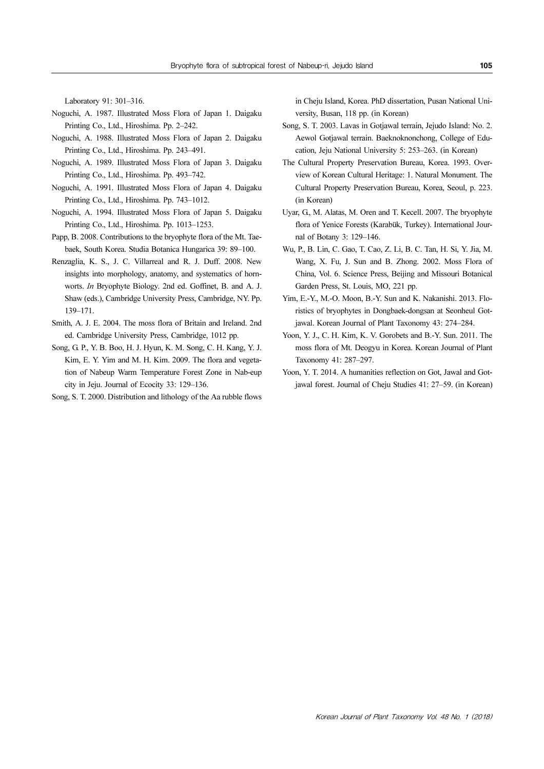Laboratory 91: 301–316.

Noguchi, A. 1987. Illustrated Moss Flora of Japan 1. Daigaku Printing Co., Ltd., Hiroshima. Pp. 2–242.

Noguchi, A. 1988. Illustrated Moss Flora of Japan 2. Daigaku Printing Co., Ltd., Hiroshima. Pp. 243–491.

Noguchi, A. 1989. Illustrated Moss Flora of Japan 3. Daigaku Printing Co., Ltd., Hiroshima. Pp. 493–742.

Noguchi, A. 1991. Illustrated Moss Flora of Japan 4. Daigaku Printing Co., Ltd., Hiroshima. Pp. 743–1012.

Noguchi, A. 1994. Illustrated Moss Flora of Japan 5. Daigaku Printing Co., Ltd., Hiroshima. Pp. 1013–1253.

Papp, B. 2008. Contributions to the bryophyte flora of the Mt. Taebaek, South Korea. Studia Botanica Hungarica 39: 89–100.

Renzaglia, K. S., J. C. Villarreal and R. J. Duff. 2008. New insights into morphology, anatomy, and systematics of hornworts. *In* Bryophyte Biology. 2nd ed. Goffinet, B. and A. J. Shaw (eds.), Cambridge University Press, Cambridge, NY. Pp. 139–171.

Smith, A. J. E. 2004. The moss flora of Britain and Ireland. 2nd ed. Cambridge University Press, Cambridge, 1012 pp.

Song, G. P., Y. B. Boo, H. J. Hyun, K. M. Song, C. H. Kang, Y. J. Kim, E. Y. Yim and M. H. Kim. 2009. The flora and vegetation of Nabeup Warm Temperature Forest Zone in Nab-eup city in Jeju. Journal of Ecocity 33: 129–136.

Song, S. T. 2000. Distribution and lithology of the Aa rubble flows in Cheju Island, Korea. PhD dissertation, Pusan National University, Busan, 118 pp. (in Korean)

Song, S. T. 2003. Lavas in Gotjawal terrain, Jejudo Island: No. 2. Aewol Gotjawal terrain. Baeknoknonchong, College of Education, Jeju National University 5: 253–263. (in Korean)

The Cultural Property Preservation Bureau, Korea. 1993. Overview of Korean Cultural Heritage: 1. Natural Monument. The Cultural Property Preservation Bureau, Korea, Seoul, p. 223. (in Korean)

Uyar, G., M. Alatas, M. Oren and T. Kecell. 2007. The bryophyte flora of Yenice Forests (Karabük, Turkey). International Journal of Botany 3: 129–146.

Wu, P., B. Lin, C. Gao, T. Cao, Z. Li, B. C. Tan, H. Si, Y. Jia, M. Wang, X. Fu, J. Sun and B. Zhong. 2002. Moss Flora of China, Vol. 6. Science Press, Beijing and Missouri Botanical Garden Press, St. Louis, MO, 221 pp.

Yim, E.-Y., M.-O. Moon, B.-Y. Sun and K. Nakanishi. 2013. Floristics of bryophytes in Dongbaek-dongsan at Seonheul Gotjawal. Korean Journal of Plant Taxonomy 43: 274–284.

Yoon, Y. J., C. H. Kim, K. V. Gorobets and B.-Y. Sun. 2011. The moss flora of Mt. Deogyu in Korea. Korean Journal of Plant Taxonomy 41: 287–297.

Yoon, Y. T. 2014. A humanities reflection on Got, Jawal and Gotjawal forest. Journal of Cheju Studies 41: 27–59. (in Korean)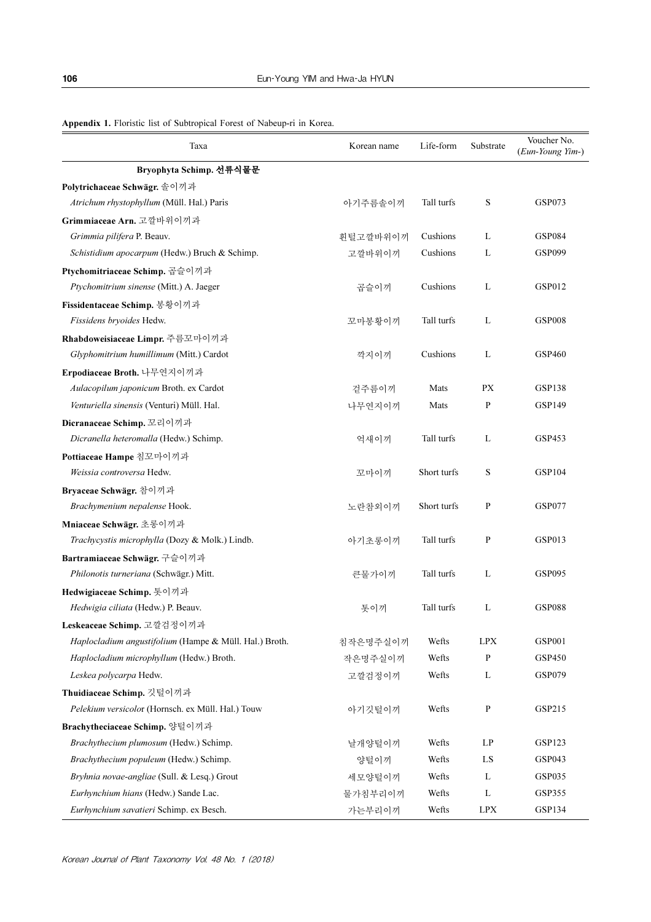**Appendix 1.** Floristic list of Subtropical Forest of Nabeup-ri in Korea.

| Taxa | Korean name | Life-form | Substrate | Voucher No. (*Eun-Young Yim*-) |
|---|---|---|---|---|
| **Bryophyta Schimp. 선류식물문** | | | | |
| **Polytrichaceae Schwägr.** 솔이끼과 | | | | |
| *Atrichum rhystophyllum* (Müll. Hal.) Paris | 아기주름솔이끼 | Tall turfs | S | GSP073 |
| **Grimmiaceae Arn.** 고깔바위이끼과 | | | | |
| *Grimmia pilifera* P. Beauv. | 흰털고깔바위이끼 | Cushions | L | GSP084 |
| *Schistidium apocarpum* (Hedw.) Bruch & Schimp. | 고깔바위이끼 | Cushions | L | GSP099 |
| **Ptychomitriaceae Schimp.** 곱슬이끼과 | | | | |
| *Ptychomitrium sinense* (Mitt.) A. Jaeger | 곱슬이끼 | Cushions | L | GSP012 |
| **Fissidentaceae Schimp.** 봉황이끼과 | | | | |
| *Fissidens bryoides* Hedw. | 꼬마봉황이끼 | Tall turfs | L | GSP008 |
| **Rhabdoweisiaceae Limpr.** 주름꼬마이끼과 | | | | |
| *Glyphomitrium humillimum* (Mitt.) Cardot | 깍지이끼 | Cushions | L | GSP460 |
| **Erpodiaceae Broth.** 나무연지이끼과 | | | | |
| *Aulacopilum japonicum* Broth. ex Cardot | 겉주름이끼 | Mats | PX | GSP138 |
| *Venturiella sinensis* (Venturi) Müll. Hal. | 나무연지이끼 | Mats | P | GSP149 |
| **Dicranaceae Schimp.** 꼬리이끼과 | | | | |
| *Dicranella heteromalla* (Hedw.) Schimp. | 억새이끼 | Tall turfs | L | GSP453 |
| **Pottiaceae Hampe** 침꼬마이끼과 | | | | |
| *Weissia controversa* Hedw. | 꼬마이끼 | Short turfs | S | GSP104 |
| **Bryaceae Schwägr.** 참이끼과 | | | | |
| *Brachymenium nepalense* Hook. | 노란참외이끼 | Short turfs | P | GSP077 |
| **Mniaceae Schwägr.** 초롱이끼과 | | | | |
| *Trachycystis microphylla* (Dozy & Molk.) Lindb. | 아기초롱이끼 | Tall turfs | P | GSP013 |
| **Bartramiaceae Schwägr.** 구슬이끼과 | | | | |
| *Philonotis turneriana* (Schwägr.) Mitt. | 큰물가이끼 | Tall turfs | L | GSP095 |
| **Hedwigiaceae Schimp.** 톳이끼과 | | | | |
| *Hedwigia ciliata* (Hedw.) P. Beauv. | 톳이끼 | Tall turfs | L | GSP088 |
| **Leskeaceae Schimp.** 고깔검정이끼과 | | | | |
| *Haplocladium angustifolium* (Hampe & Müll. Hal.) Broth. | 침작은명주실이끼 | Wefts | LPX | GSP001 |
| *Haplocladium microphyllum* (Hedw.) Broth. | 작은명주실이끼 | Wefts | P | GSP450 |
| *Leskea polycarpa* Hedw. | 고깔검정이끼 | Wefts | L | GSP079 |
| **Thuidiaceae Schimp.** 깃털이끼과 | | | | |
| *Pelekium versicolor* (Hornsch. ex Müll. Hal.) Touw | 아기깃털이끼 | Wefts | P | GSP215 |
| **Brachytheciaceae Schimp.** 양털이끼과 | | | | |
| *Brachythecium plumosum* (Hedw.) Schimp. | 날개양털이끼 | Wefts | LP | GSP123 |
| *Brachythecium populeum* (Hedw.) Schimp. | 양털이끼 | Wefts | LS | GSP043 |
| *Bryhnia novae-angliae* (Sull. & Lesq.) Grout | 세모양털이끼 | Wefts | L | GSP035 |
| *Eurhynchium hians* (Hedw.) Sande Lac. | 물가침부리이끼 | Wefts | L | GSP355 |
| *Eurhynchium savatieri* Schimp. ex Besch. | 가는부리이끼 | Wefts | LPX | GSP134 |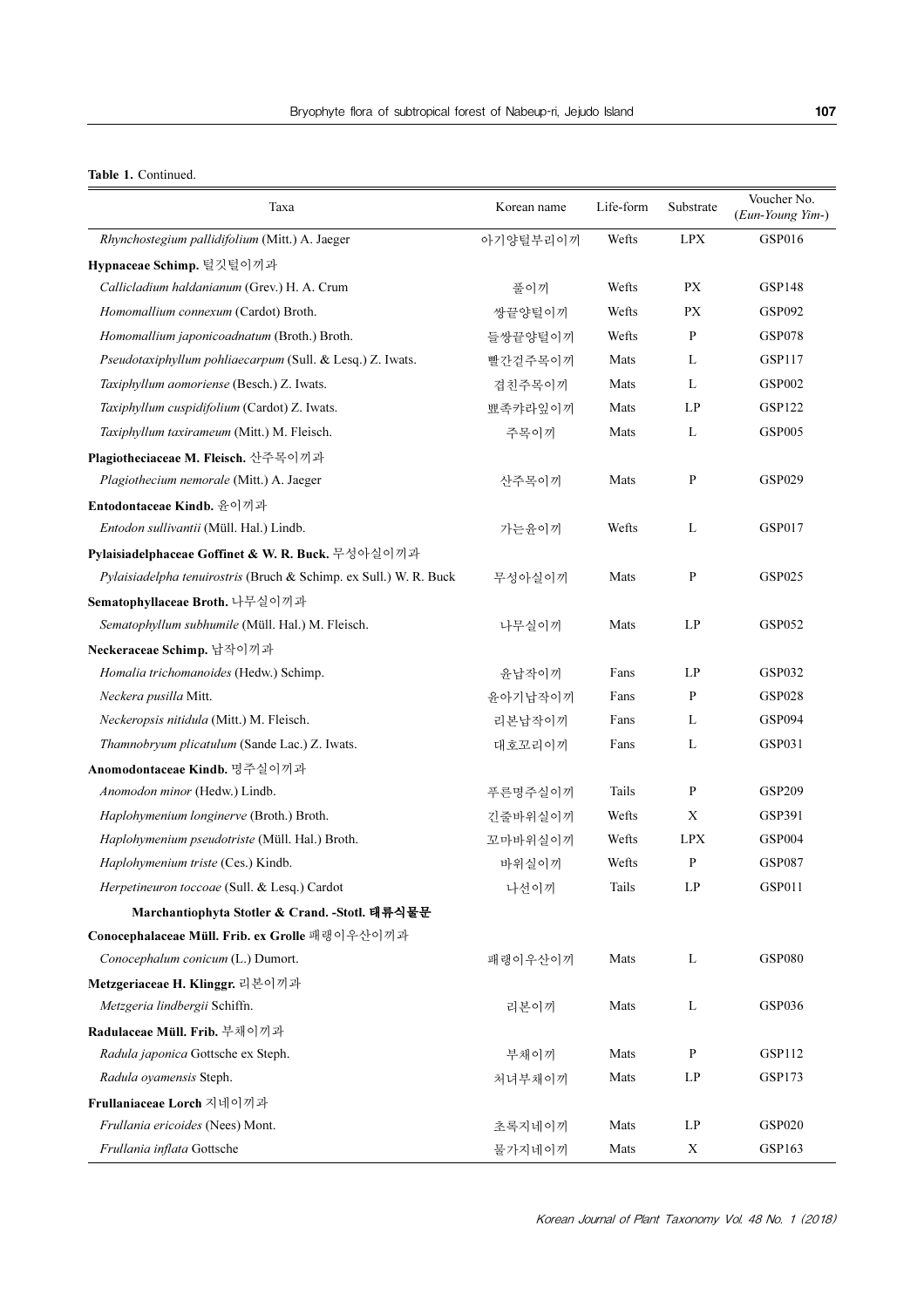**Table 1.** Continued.

| Taxa | Korean name | Life-form | Substrate | Voucher No. (*Eun-Young Yim-*) |
|---|---|---|---|---|
| *Rhynchostegium pallidifolium* (Mitt.) A. Jaeger | 아기양털부리이끼 | Wefts | LPX | GSP016 |
| **Hypnaceae Schimp.** 털깃털이끼과 | | | | |
| *Callicladium haldanianum* (Grev.) H. A. Crum | 풀이끼 | Wefts | PX | GSP148 |
| *Homomallium connexum* (Cardot) Broth. | 쌍끝양털이끼 | Wefts | PX | GSP092 |
| *Homomallium japonicoadnatum* (Broth.) Broth. | 들쌍끝양털이끼 | Wefts | P | GSP078 |
| *Pseudotaxiphyllum pohliaecarpum* (Sull. & Lesq.) Z. Iwats. | 빨간겉주목이끼 | Mats | L | GSP117 |
| *Taxiphyllum aomoriense* (Besch.) Z. Iwats. | 겹친주목이끼 | Mats | L | GSP002 |
| *Taxiphyllum cuspidifolium* (Cardot) Z. Iwats. | 뾰족카라잎이끼 | Mats | LP | GSP122 |
| *Taxiphyllum taxirameum* (Mitt.) M. Fleisch. | 주목이끼 | Mats | L | GSP005 |
| **Plagiotheciaceae M. Fleisch.** 산주목이끼과 | | | | |
| *Plagiothecium nemorale* (Mitt.) A. Jaeger | 산주목이끼 | Mats | P | GSP029 |
| **Entodontaceae Kindb.** 윤이끼과 | | | | |
| *Entodon sullivantii* (Müll. Hal.) Lindb. | 가는윤이끼 | Wefts | L | GSP017 |
| **Pylaisiadelphaceae Goffinet & W. R. Buck.** 무성아실이끼과 | | | | |
| *Pylaisiadelpha tenuirostris* (Bruch & Schimp. ex Sull.) W. R. Buck | 무성아실이끼 | Mats | P | GSP025 |
| **Sematophyllaceae Broth.** 나무실이끼과 | | | | |
| *Sematophyllum subhumile* (Müll. Hal.) M. Fleisch. | 나무실이끼 | Mats | LP | GSP052 |
| **Neckeraceae Schimp.** 납작이끼과 | | | | |
| *Homalia trichomanoides* (Hedw.) Schimp. | 윤납작이끼 | Fans | LP | GSP032 |
| *Neckera pusilla* Mitt. | 윤아기납작이끼 | Fans | P | GSP028 |
| *Neckeropsis nitidula* (Mitt.) M. Fleisch. | 리본납작이끼 | Fans | L | GSP094 |
| *Thamnobryum plicatulum* (Sande Lac.) Z. Iwats. | 대호꼬리이끼 | Fans | L | GSP031 |
| **Anomodontaceae Kindb.** 명주실이끼과 | | | | |
| *Anomodon minor* (Hedw.) Lindb. | 푸른명주실이끼 | Tails | P | GSP209 |
| *Haplohymenium longinerve* (Broth.) Broth. | 긴줄바위실이끼 | Wefts | X | GSP391 |
| *Haplohymenium pseudotriste* (Müll. Hal.) Broth. | 꼬마바위실이끼 | Wefts | LPX | GSP004 |
| *Haplohymenium triste* (Ces.) Kindb. | 바위실이끼 | Wefts | P | GSP087 |
| *Herpetineuron toccoae* (Sull. & Lesq.) Cardot | 나선이끼 | Tails | LP | GSP011 |
| **Marchantiophyta Stotler & Crand. -Stotl. 태류식물문** | | | | |
| **Conocephalaceae Müll. Frib. ex Grolle** 패랭이우산이끼과 | | | | |
| *Conocephalum conicum* (L.) Dumort. | 패랭이우산이끼 | Mats | L | GSP080 |
| **Metzgeriaceae H. Klinggr.** 리본이끼과 | | | | |
| *Metzgeria lindbergii* Schiffn. | 리본이끼 | Mats | L | GSP036 |
| **Radulaceae Müll. Frib.** 부채이끼과 | | | | |
| *Radula japonica* Gottsche ex Steph. | 부채이끼 | Mats | P | GSP112 |
| *Radula oyamensis* Steph. | 처녀부채이끼 | Mats | LP | GSP173 |
| **Frullaniaceae Lorch** 지네이끼과 | | | | |
| *Frullania ericoides* (Nees) Mont. | 초록지네이끼 | Mats | LP | GSP020 |
| *Frullania inflata* Gottsche | 물가지네이끼 | Mats | X | GSP163 |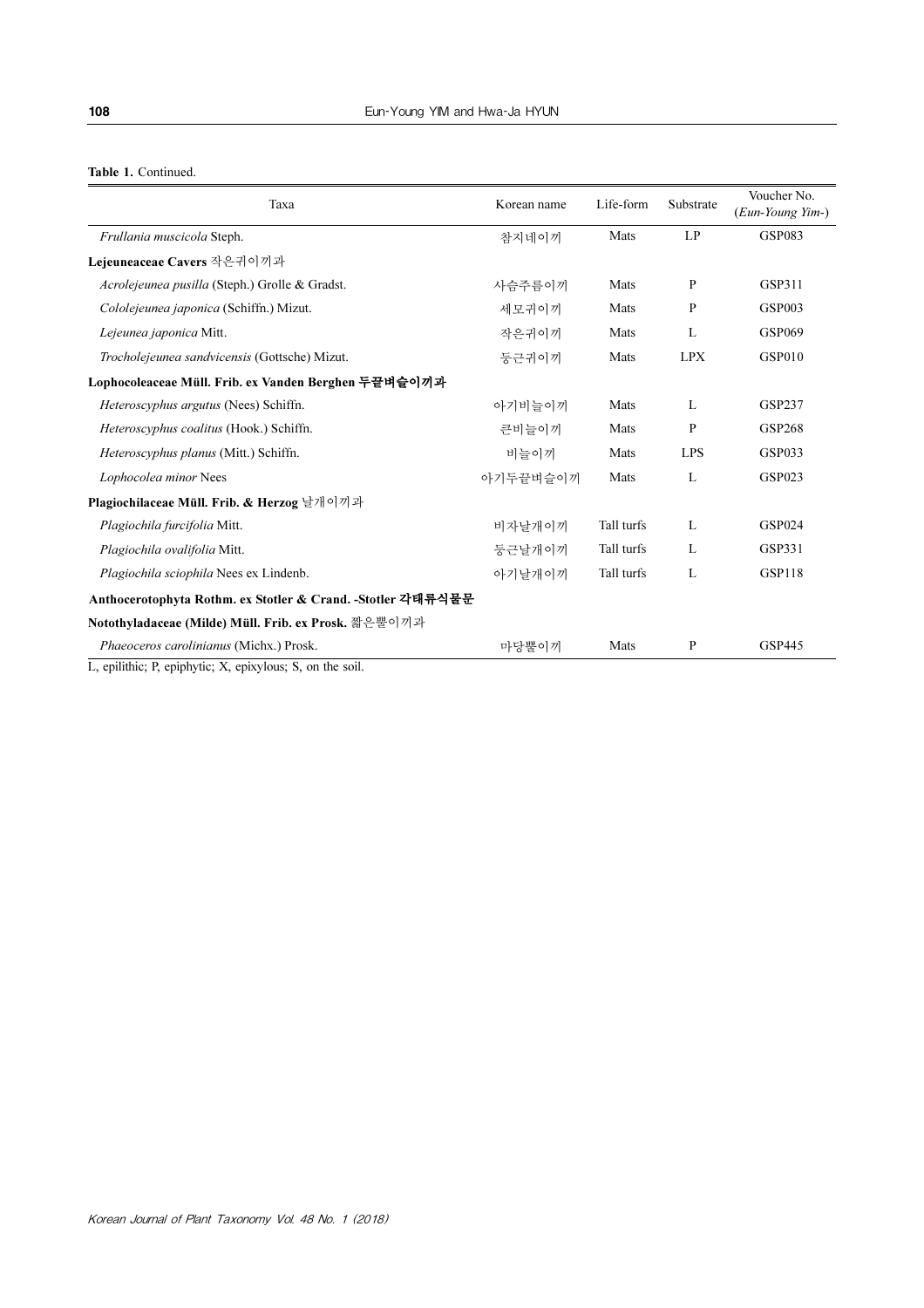**Table 1.** Continued.

| Taxa | Korean name | Life-form | Substrate | Voucher No. (*Eun-Young Yim-*) |
|---|---|---|---|---|
| *Frullania muscicola* Steph. | 참지네이끼 | Mats | LP | GSP083 |
| **Lejeuneaceae Cavers** 작은귀이끼과 | | | | |
| *Acrolejeunea pusilla* (Steph.) Grolle & Gradst. | 사슴주름이끼 | Mats | P | GSP311 |
| *Cololejeunea japonica* (Schiffn.) Mizut. | 세모귀이끼 | Mats | P | GSP003 |
| *Lejeunea japonica* Mitt. | 작은귀이끼 | Mats | L | GSP069 |
| *Trocholejeunea sandvicensis* (Gottsche) Mizut. | 둥근귀이끼 | Mats | LPX | GSP010 |
| **Lophocoleaceae Müll. Frib. ex Vanden Berghen 두끝벼슬이끼과** | | | | |
| *Heteroscyphus argutus* (Nees) Schiffn. | 아기비늘이끼 | Mats | L | GSP237 |
| *Heteroscyphus coalitus* (Hook.) Schiffn. | 큰비늘이끼 | Mats | P | GSP268 |
| *Heteroscyphus planus* (Mitt.) Schiffn. | 비늘이끼 | Mats | LPS | GSP033 |
| *Lophocolea minor* Nees | 아기두끝벼슬이끼 | Mats | L | GSP023 |
| **Plagiochilaceae Müll. Frib. & Herzog** 날개이끼과 | | | | |
| *Plagiochila furcifolia* Mitt. | 비자날개이끼 | Tall turfs | L | GSP024 |
| *Plagiochila ovalifolia* Mitt. | 둥근날개이끼 | Tall turfs | L | GSP331 |
| *Plagiochila sciophila* Nees ex Lindenb. | 아기날개이끼 | Tall turfs | L | GSP118 |
| **Anthocerotophyta Rothm. ex Stotler & Crand. -Stotler 각태류식물문** | | | | |
| **Notothyladaceae (Milde) Müll. Frib. ex Prosk.** 짧은뿔이끼과 | | | | |
| *Phaeoceros carolinianus* (Michx.) Prosk. | 마당뿔이끼 | Mats | P | GSP445 |

L, epilithic; P, epiphytic; X, epixylous; S, on the soil.